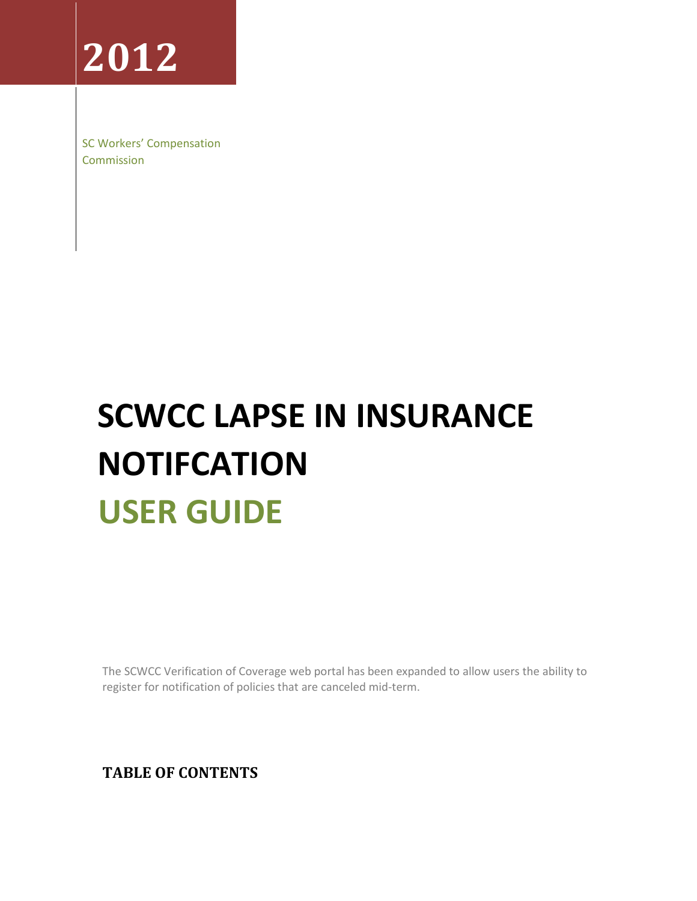# 2012

SC Workers' Compensation Commission

# SCWCC LAPSE IN INSURANCE NOTIFCATION

## USER GUIDE

The SCWCC Verification of Coverage web portal has been expanded to allow users the ability to register for notification of policies that are canceled mid-term.

**TABLE OF CONTENTS**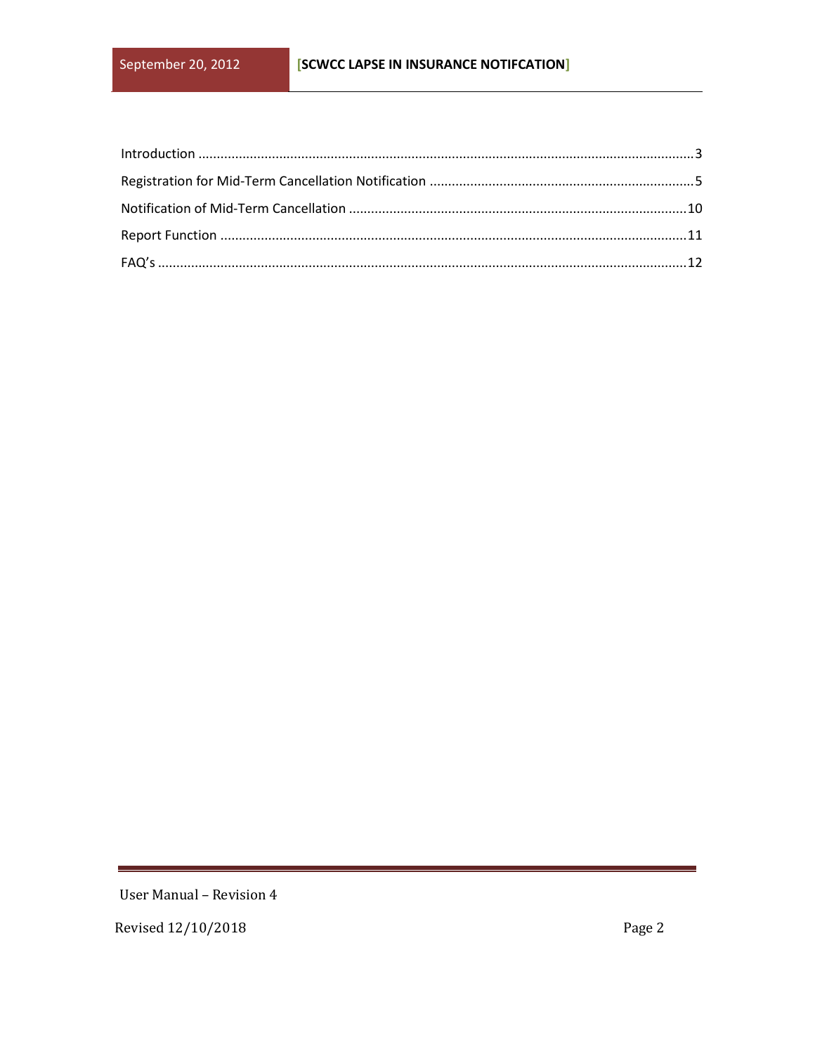Introduction ..................................................................................................................................3

Registration for Mid-Term Cancellation Notification .......................................................................5

Notification of Mid-Term Cancellation ...........................................................................................10

Report Function .............................................................................................................................11

FAQ's ..............................................................................................................................................12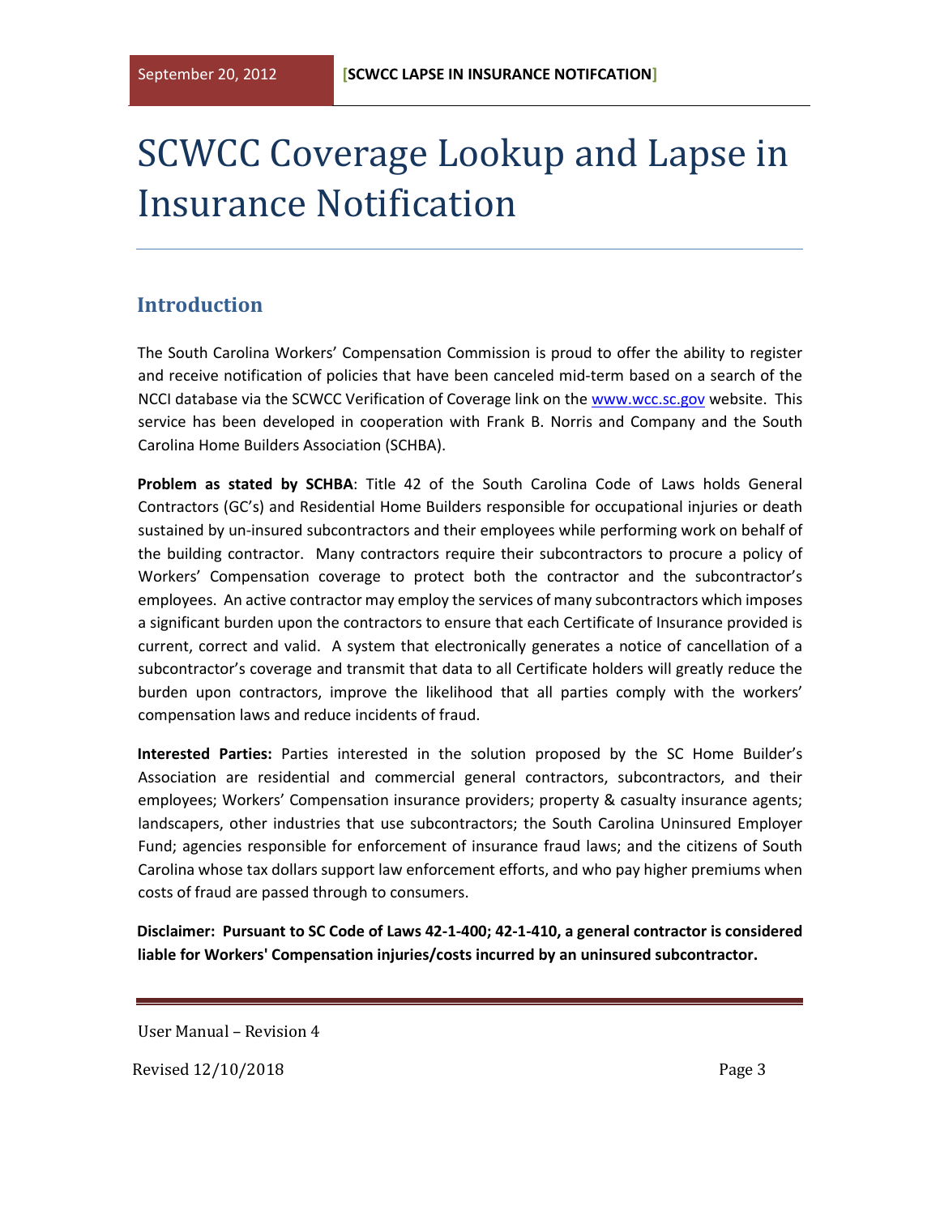# SCWCC Coverage Lookup and Lapse in Insurance Notification

## Introduction

The South Carolina Workers' Compensation Commission is proud to offer the ability to register and receive notification of policies that have been canceled mid-term based on a search of the NCCI database via the SCWCC Verification of Coverage link on the www.wcc.sc.gov website. This service has been developed in cooperation with Frank B. Norris and Company and the South Carolina Home Builders Association (SCHBA).

**Problem as stated by SCHBA**: Title 42 of the South Carolina Code of Laws holds General Contractors (GC's) and Residential Home Builders responsible for occupational injuries or death sustained by un-insured subcontractors and their employees while performing work on behalf of the building contractor. Many contractors require their subcontractors to procure a policy of Workers' Compensation coverage to protect both the contractor and the subcontractor's employees. An active contractor may employ the services of many subcontractors which imposes a significant burden upon the contractors to ensure that each Certificate of Insurance provided is current, correct and valid. A system that electronically generates a notice of cancellation of a subcontractor's coverage and transmit that data to all Certificate holders will greatly reduce the burden upon contractors, improve the likelihood that all parties comply with the workers' compensation laws and reduce incidents of fraud.

**Interested Parties:** Parties interested in the solution proposed by the SC Home Builder's Association are residential and commercial general contractors, subcontractors, and their employees; Workers' Compensation insurance providers; property & casualty insurance agents; landscapers, other industries that use subcontractors; the South Carolina Uninsured Employer Fund; agencies responsible for enforcement of insurance fraud laws; and the citizens of South Carolina whose tax dollars support law enforcement efforts, and who pay higher premiums when costs of fraud are passed through to consumers.

**Disclaimer: Pursuant to SC Code of Laws 42-1-400; 42-1-410, a general contractor is considered liable for Workers' Compensation injuries/costs incurred by an uninsured subcontractor.**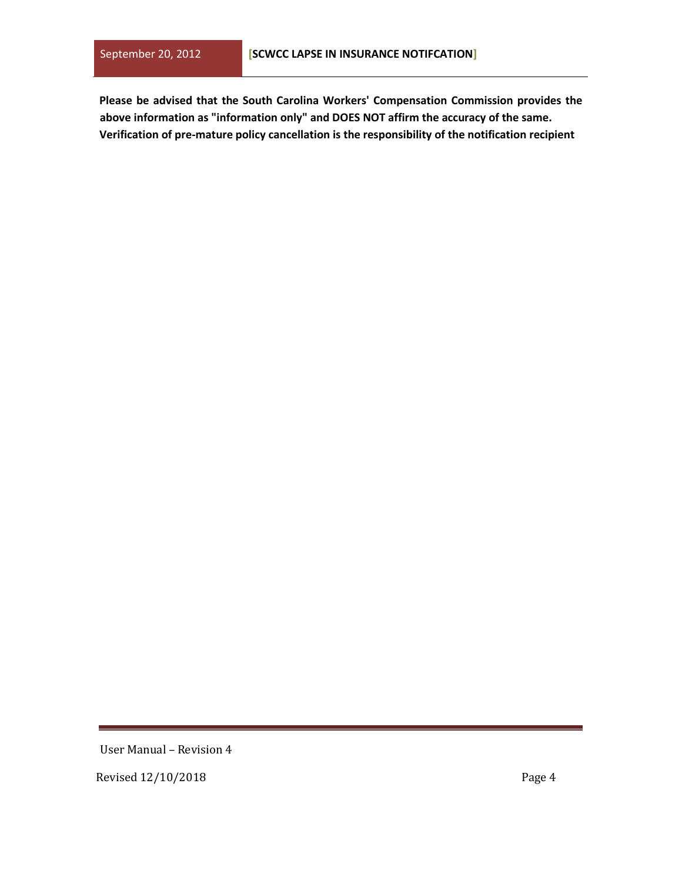**Please be advised that the South Carolina Workers' Compensation Commission provides the above information as "information only" and DOES NOT affirm the accuracy of the same. Verification of pre-mature policy cancellation is the responsibility of the notification recipient**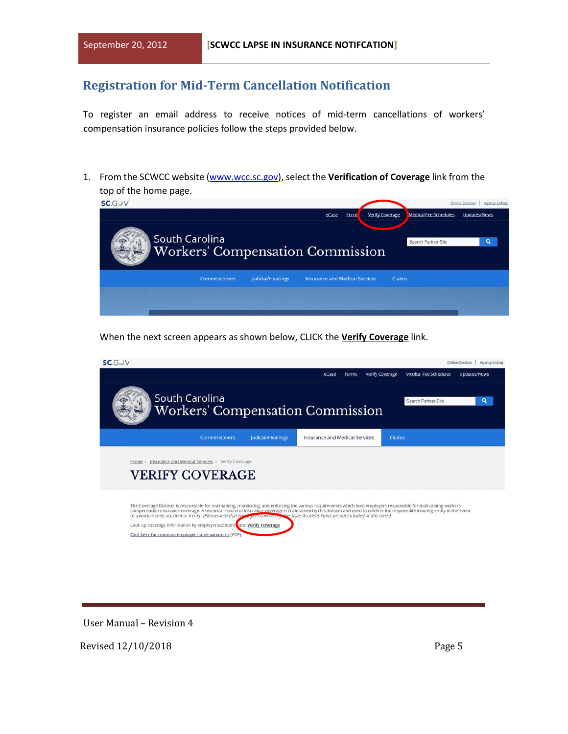## Registration for Mid-Term Cancellation Notification

To register an email address to receive notices of mid-term cancellations of workers' compensation insurance policies follow the steps provided below.

1. From the SCWCC website ([www.wcc.sc.gov](http://www.wcc.sc.gov)), select the **Verification of Coverage** link from the top of the home page.

   When the next screen appears as shown below, CLICK the **Verify Coverage** link.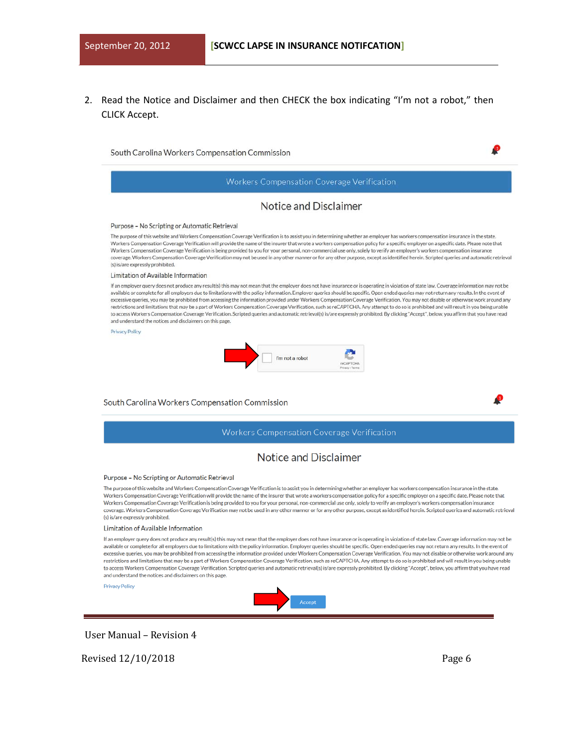2. Read the Notice and Disclaimer and then CHECK the box indicating "I'm not a robot," then CLICK Accept.

South Carolina Workers Compensation Commission

Workers Compensation Coverage Verification

Notice and Disclaimer

Purpose – No Scripting or Automatic Retrieval

The purpose of this website and Workers Compensation Coverage Verification is to assist you in determining whether an employer has workers compensation insurance in the state. Workers Compensation Coverage Verification will provide the name of the insurer that wrote a workers compensation policy for a specific employer on a specific date. Please note that Workers Compensation Coverage Verification is being provided to you for your personal, non-commercial use only, solely to verify an employer's workers compensation insurance coverage. Workers Compensation Coverage Verification may not be used in any other manner or for any other purpose, except as identified herein. Scripted queries and automatic retrieval(s) is/are expressly prohibited.

Limitation of Available Information

If an employer query does not produce any result(s) this may not mean that the employer does not have insurance or is operating in violation of state law. Coverage information may not be available or complete for all employers due to limitations with the policy information. Employer queries should be specific. Open ended queries may not return any results. In the event of excessive queries, you may be prohibited from accessing the information provided under Workers Compensation Coverage Verification. You may not disable or otherwise work around any restrictions and limitations that may be a part of Workers Compensation Coverage Verification, such as reCAPTCHA. Any attempt to do so is prohibited and will result in you being unable to access Workers Compensation Coverage Verification. Scripted queries and automatic retrieval(s) is/are expressly prohibited. By clicking "Accept", below, you affirm that you have read and understand the notices and disclaimers on this page.

Privacy Policy

I'm not a robot

reCAPTCHA
Privacy - Terms

South Carolina Workers Compensation Commission

Workers Compensation Coverage Verification

Notice and Disclaimer

Purpose – No Scripting or Automatic Retrieval

The purpose of this website and Workers Compensation Coverage Verification is to assist you in determining whether an employer has workers compensation insurance in the state. Workers Compensation Coverage Verification will provide the name of the insurer that wrote a workers compensation policy for a specific employer on a specific date. Please note that Workers Compensation Coverage Verification is being provided to you for your personal, non-commercial use only, solely to verify an employer's workers compensation insurance coverage. Workers Compensation Coverage Verification may not be used in any other manner or for any other purpose, except as identified herein. Scripted queries and automatic retrieval(s) is/are expressly prohibited.

Limitation of Available Information

If an employer query does not produce any result(s) this may not mean that the employer does not have insurance or is operating in violation of state law. Coverage information may not be available or complete for all employers due to limitations with the policy information. Employer queries should be specific. Open ended queries may not return any results. In the event of excessive queries, you may be prohibited from accessing the information provided under Workers Compensation Coverage Verification. You may not disable or otherwise work around any restrictions and limitations that may be a part of Workers Compensation Coverage Verification, such as reCAPTCHA. Any attempt to do so is prohibited and will result in you being unable to access Workers Compensation Coverage Verification. Scripted queries and automatic retrieval(s) is/are expressly prohibited. By clicking "Accept", below, you affirm that you have read and understand the notices and disclaimers on this page.

Privacy Policy

Accept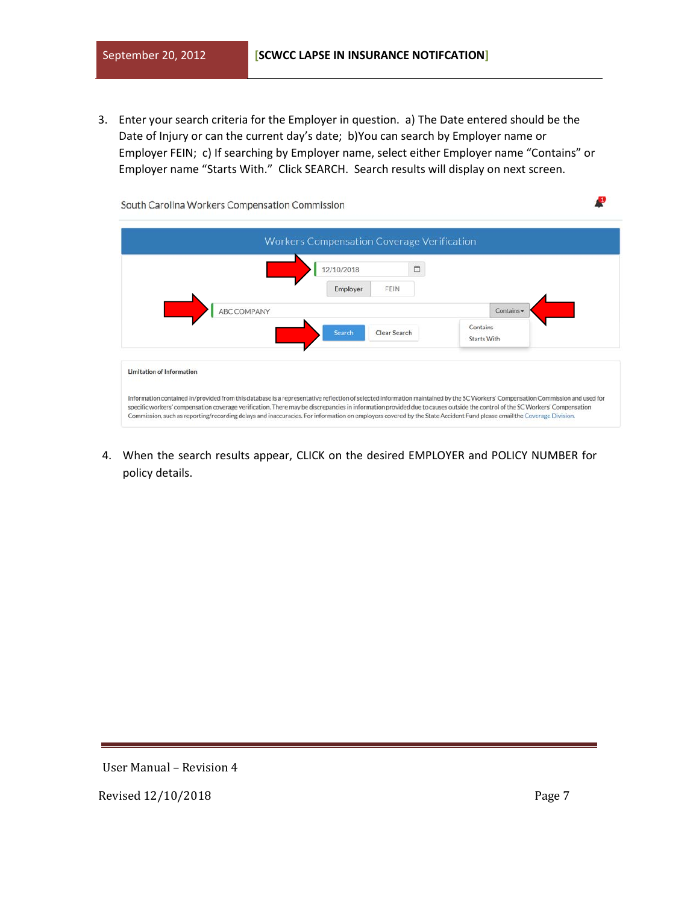3. Enter your search criteria for the Employer in question. a) The Date entered should be the Date of Injury or can the current day's date; b)You can search by Employer name or Employer FEIN; c) If searching by Employer name, select either Employer name "Contains" or Employer name "Starts With." Click SEARCH. Search results will display on next screen.

South Carolina Workers Compensation Commission

Workers Compensation Coverage Verification

12/10/2018

Employer FEIN

ABC COMPANY

Contains ▾

Search Clear Search

Contains
Starts With

**Limitation of Information**

Information contained in/provided from this database is a representative reflection of selected information maintained by the SC Workers' Compensation Commission and used for specific workers' compensation coverage verification. There may be discrepancies in information provided due to causes outside the control of the SC Workers' Compensation Commission, such as reporting/recording delays and inaccuracies. For information on employers covered by the State Accident Fund please email the Coverage Division.

4. When the search results appear, CLICK on the desired EMPLOYER and POLICY NUMBER for policy details.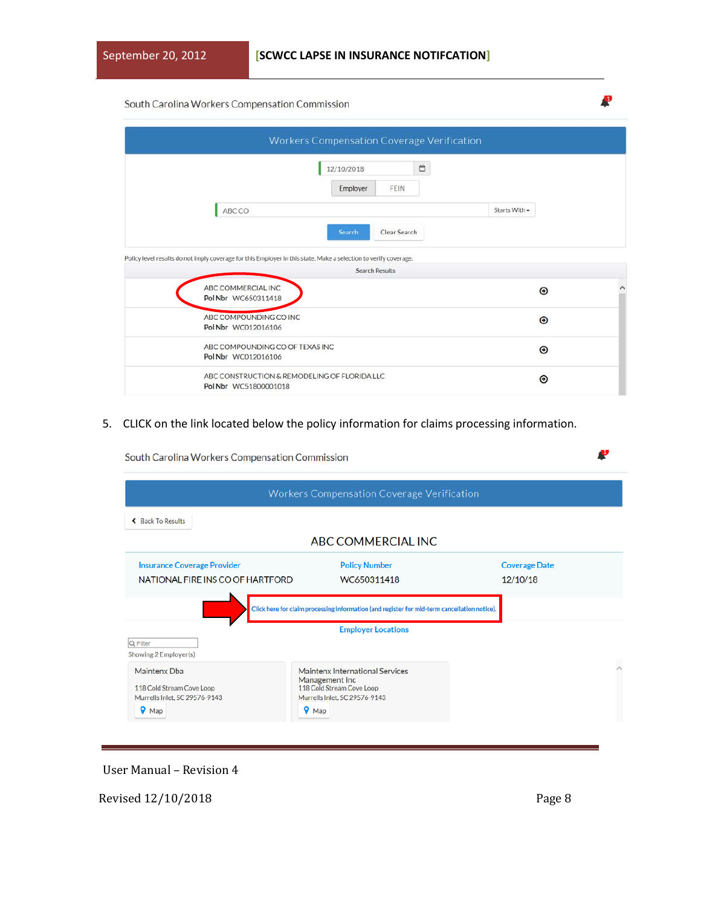South Carolina Workers Compensation Commission

Workers Compensation Coverage Verification

12/10/2018

Employer | FEIN

ABC CO | Starts With

Search | Clear Search

Policy level results do not imply coverage for this Employer in this state. Make a selection to verify coverage.

Search Results

ABC COMMERCIAL INC
Pol Nbr WC650311418

ABC COMPOUNDING CO INC
Pol Nbr WC012016106

ABC COMPOUNDING CO OF TEXAS INC
Pol Nbr WC012016106

ABC CONSTRUCTION & REMODELING OF FLORIDA LLC
Pol Nbr WC51800001018

5. CLICK on the link located below the policy information for claims processing information.

South Carolina Workers Compensation Commission

Workers Compensation Coverage Verification

Back To Results

ABC COMMERCIAL INC

| Insurance Coverage Provider | Policy Number | Coverage Date |
| --- | --- | --- |
| NATIONAL FIRE INS CO OF HARTFORD | WC650311418 | 12/10/18 |

Click here for claim processing information (and register for mid-term cancellation notice).

Employer Locations

Filter

Showing 2 Employer(s)

Maintenx Dba
118 Cold Stream Cove Loop
Murrells Inlet, SC 29576-9143
Map

Maintenx International Services Management Inc
118 Cold Stream Cove Loop
Murrells Inlet, SC 29576-9143
Map

User Manual – Revision 4

Revised 12/10/2018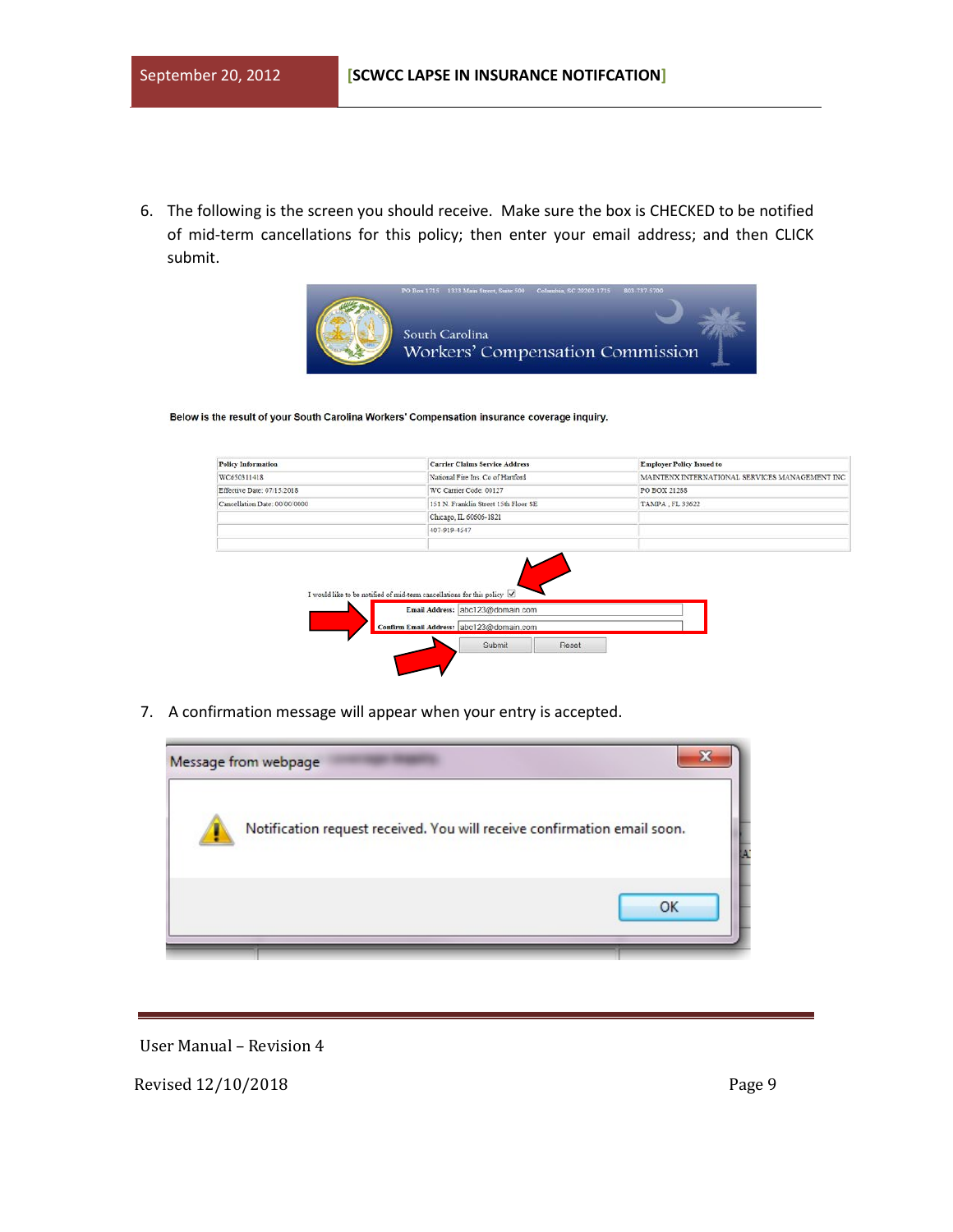6. The following is the screen you should receive. Make sure the box is CHECKED to be notified of mid-term cancellations for this policy; then enter your email address; and then CLICK submit.

PO Box 1715 1333 Main Street, Suite 500 Columbia, SC 29202-1715 803-737-5700

South Carolina
Workers' Compensation Commission

Below is the result of your South Carolina Workers' Compensation insurance coverage inquiry.

| Policy Information | Carrier Claims Service Address | Employer Policy Issued to |
| --- | --- | --- |
| WC650311418 | National Fire Ins. Co of Hartford | MAINTENX INTERNATIONAL SERVICES MANAGEMENT INC |
| Effective Date: 07/15/2018 | WC Carrier Code: 00127 | PO BOX 21288 |
| Cancellation Date: 00/00/0000 | 151 N. Franklin Street 15th Floor SE | TAMPA , FL 33622 |
| | Chicago, IL 60606-1821 | |
| | 407-919-4547 | |

I would like to be notified of mid-term cancellations for this policy ☑

Email Address: abc123@domain.com

Confirm Email Address: abc123@domain.com

Submit Reset

7. A confirmation message will appear when your entry is accepted.

Message from webpage

Notification request received. You will receive confirmation email soon.

OK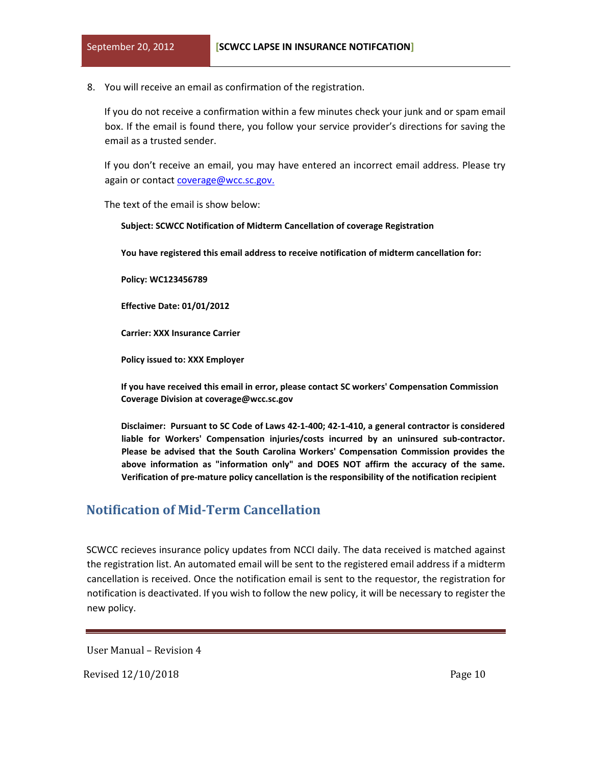8. You will receive an email as confirmation of the registration.

   If you do not receive a confirmation within a few minutes check your junk and or spam email box. If the email is found there, you follow your service provider's directions for saving the email as a trusted sender.

   If you don't receive an email, you may have entered an incorrect email address. Please try again or contact coverage@wcc.sc.gov.

   The text of the email is show below:

   **Subject: SCWCC Notification of Midterm Cancellation of coverage Registration**

   **You have registered this email address to receive notification of midterm cancellation for:**

   **Policy: WC123456789**

   **Effective Date: 01/01/2012**

   **Carrier: XXX Insurance Carrier**

   **Policy issued to: XXX Employer**

   **If you have received this email in error, please contact SC workers' Compensation Commission Coverage Division at coverage@wcc.sc.gov**

   **Disclaimer: Pursuant to SC Code of Laws 42-1-400; 42-1-410, a general contractor is considered liable for Workers' Compensation injuries/costs incurred by an uninsured sub-contractor. Please be advised that the South Carolina Workers' Compensation Commission provides the above information as "information only" and DOES NOT affirm the accuracy of the same. Verification of pre-mature policy cancellation is the responsibility of the notification recipient**

## Notification of Mid-Term Cancellation

SCWCC recieves insurance policy updates from NCCI daily. The data received is matched against the registration list. An automated email will be sent to the registered email address if a midterm cancellation is received. Once the notification email is sent to the requestor, the registration for notification is deactivated. If you wish to follow the new policy, it will be necessary to register the new policy.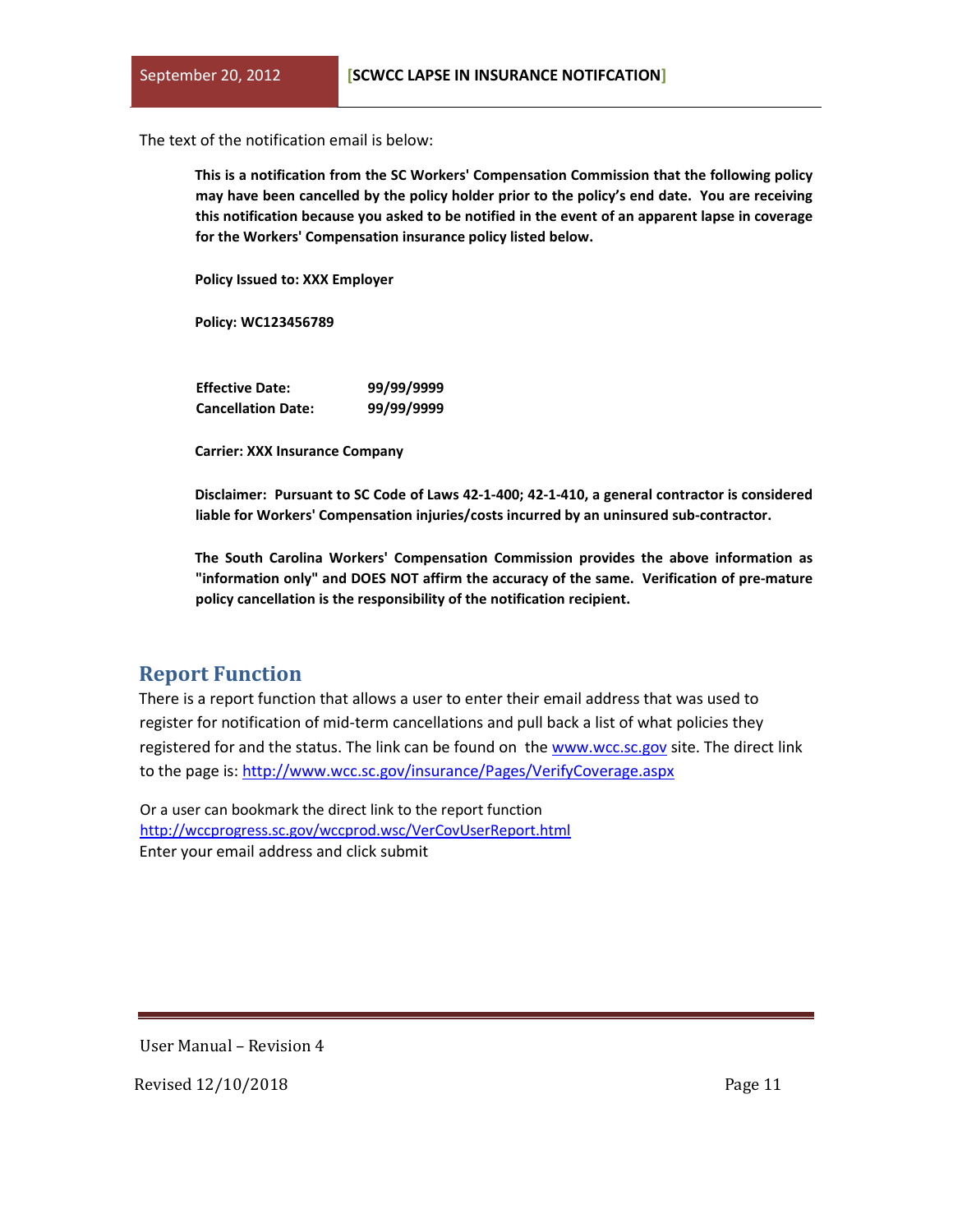The text of the notification email is below:

> **This is a notification from the SC Workers' Compensation Commission that the following policy may have been cancelled by the policy holder prior to the policy's end date. You are receiving this notification because you asked to be notified in the event of an apparent lapse in coverage for the Workers' Compensation insurance policy listed below.**
>
> **Policy Issued to: XXX Employer**
>
> **Policy: WC123456789**
>
> **Effective Date: 99/99/9999**
> **Cancellation Date: 99/99/9999**
>
> **Carrier: XXX Insurance Company**
>
> **Disclaimer: Pursuant to SC Code of Laws 42-1-400; 42-1-410, a general contractor is considered liable for Workers' Compensation injuries/costs incurred by an uninsured sub-contractor.**
>
> **The South Carolina Workers' Compensation Commission provides the above information as "information only" and DOES NOT affirm the accuracy of the same. Verification of pre-mature policy cancellation is the responsibility of the notification recipient.**

## Report Function

There is a report function that allows a user to enter their email address that was used to register for notification of mid-term cancellations and pull back a list of what policies they registered for and the status. The link can be found on the [www.wcc.sc.gov](http://www.wcc.sc.gov) site. The direct link to the page is: [http://www.wcc.sc.gov/insurance/Pages/VerifyCoverage.aspx](http://www.wcc.sc.gov/insurance/Pages/VerifyCoverage.aspx)

Or a user can bookmark the direct link to the report function
[http://wccprogress.sc.gov/wccprod.wsc/VerCovUserReport.html](http://wccprogress.sc.gov/wccprod.wsc/VerCovUserReport.html)
Enter your email address and click submit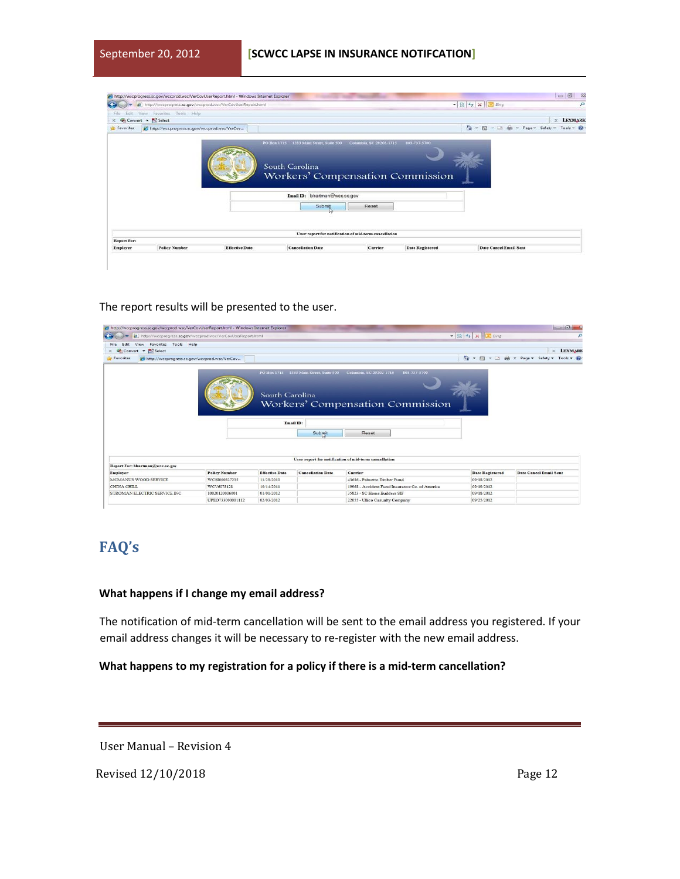The report results will be presented to the user.

## FAQ's

**What happens if I change my email address?**

The notification of mid-term cancellation will be sent to the email address you registered. If your email address changes it will be necessary to re-register with the new email address.

**What happens to my registration for a policy if there is a mid-term cancellation?**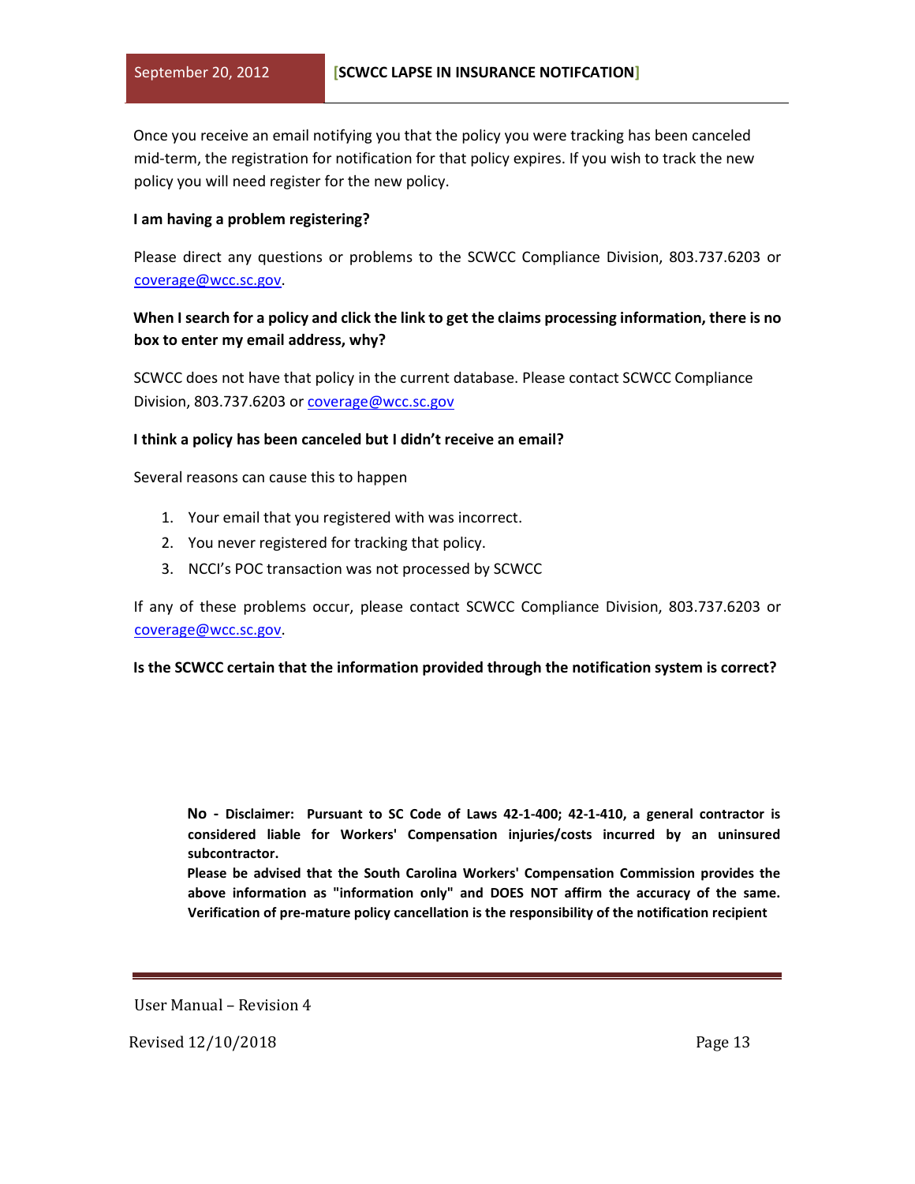Once you receive an email notifying you that the policy you were tracking has been canceled mid-term, the registration for notification for that policy expires. If you wish to track the new policy you will need register for the new policy.

**I am having a problem registering?**

Please direct any questions or problems to the SCWCC Compliance Division, 803.737.6203 or coverage@wcc.sc.gov.

**When I search for a policy and click the link to get the claims processing information, there is no box to enter my email address, why?**

SCWCC does not have that policy in the current database. Please contact SCWCC Compliance Division, 803.737.6203 or coverage@wcc.sc.gov

**I think a policy has been canceled but I didn't receive an email?**

Several reasons can cause this to happen

1. Your email that you registered with was incorrect.
2. You never registered for tracking that policy.
3. NCCI's POC transaction was not processed by SCWCC

If any of these problems occur, please contact SCWCC Compliance Division, 803.737.6203 or coverage@wcc.sc.gov.

**Is the SCWCC certain that the information provided through the notification system is correct?**

**No - Disclaimer: Pursuant to SC Code of Laws 42-1-400; 42-1-410, a general contractor is considered liable for Workers' Compensation injuries/costs incurred by an uninsured subcontractor.**
**Please be advised that the South Carolina Workers' Compensation Commission provides the above information as "information only" and DOES NOT affirm the accuracy of the same. Verification of pre-mature policy cancellation is the responsibility of the notification recipient**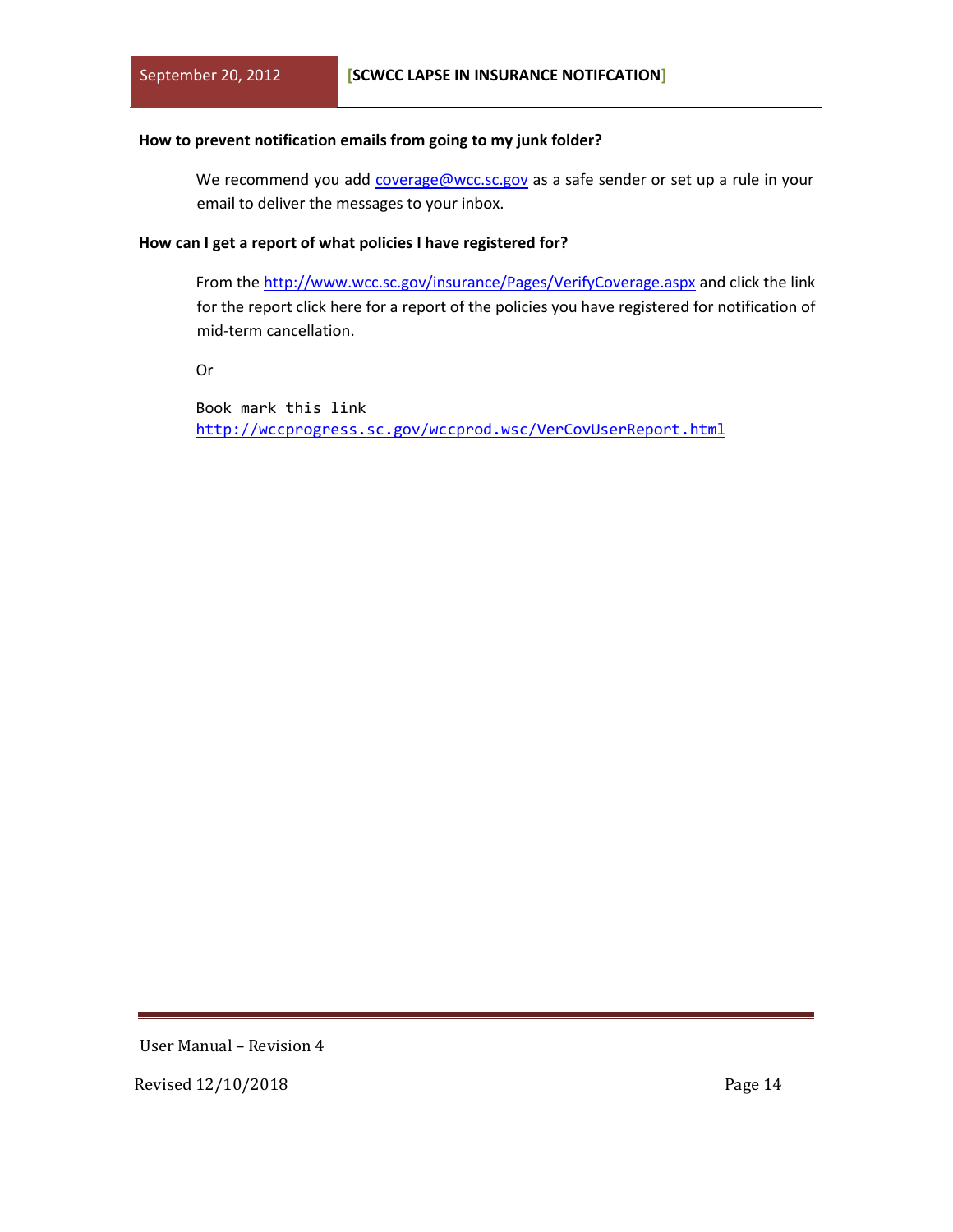**How to prevent notification emails from going to my junk folder?**

We recommend you add coverage@wcc.sc.gov as a safe sender or set up a rule in your email to deliver the messages to your inbox.

**How can I get a report of what policies I have registered for?**

From the http://www.wcc.sc.gov/insurance/Pages/VerifyCoverage.aspx and click the link for the report click here for a report of the policies you have registered for notification of mid-term cancellation.

Or

Book mark this link http://wccprogress.sc.gov/wccprod.wsc/VerCovUserReport.html